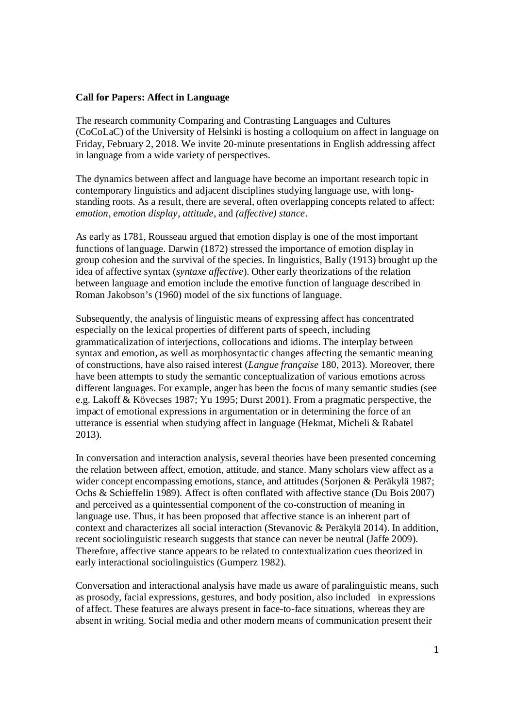**Call for Papers: Affect in Language**

The research community Comparing and Contrasting Languages and Cultures (CoCoLaC) of the University of Helsinki is hosting a colloquium on affect in language on Friday, February 2, 2018. We invite 20-minute presentations in English addressing affect in language from a wide variety of perspectives.

The dynamics between affect and language have become an important research topic in contemporary linguistics and adjacent disciplines studying language use, with long-standing roots. As a result, there are several, often overlapping concepts related to affect: *emotion*, *emotion display*, *attitude*, and *(affective) stance*.

As early as 1781, Rousseau argued that emotion display is one of the most important functions of language. Darwin (1872) stressed the importance of emotion display in group cohesion and the survival of the species. In linguistics, Bally (1913) brought up the idea of affective syntax (*syntaxe affective*). Other early theorizations of the relation between language and emotion include the emotive function of language described in Roman Jakobson's (1960) model of the six functions of language.

Subsequently, the analysis of linguistic means of expressing affect has concentrated especially on the lexical properties of different parts of speech, including grammaticalization of interjections, collocations and idioms. The interplay between syntax and emotion, as well as morphosyntactic changes affecting the semantic meaning of constructions, have also raised interest (*Langue française* 180, 2013). Moreover, there have been attempts to study the semantic conceptualization of various emotions across different languages. For example, anger has been the focus of many semantic studies (see e.g. Lakoff & Kövecses 1987; Yu 1995; Durst 2001). From a pragmatic perspective, the impact of emotional expressions in argumentation or in determining the force of an utterance is essential when studying affect in language (Hekmat, Micheli & Rabatel 2013).

In conversation and interaction analysis, several theories have been presented concerning the relation between affect, emotion, attitude, and stance. Many scholars view affect as a wider concept encompassing emotions, stance, and attitudes (Sorjonen & Peräkylä 1987; Ochs & Schieffelin 1989). Affect is often conflated with affective stance (Du Bois 2007) and perceived as a quintessential component of the co-construction of meaning in language use. Thus, it has been proposed that affective stance is an inherent part of context and characterizes all social interaction (Stevanovic & Peräkylä 2014). In addition, recent sociolinguistic research suggests that stance can never be neutral (Jaffe 2009). Therefore, affective stance appears to be related to contextualization cues theorized in early interactional sociolinguistics (Gumperz 1982).

Conversation and interactional analysis have made us aware of paralinguistic means, such as prosody, facial expressions, gestures, and body position, also included in expressions of affect. These features are always present in face-to-face situations, whereas they are absent in writing. Social media and other modern means of communication present their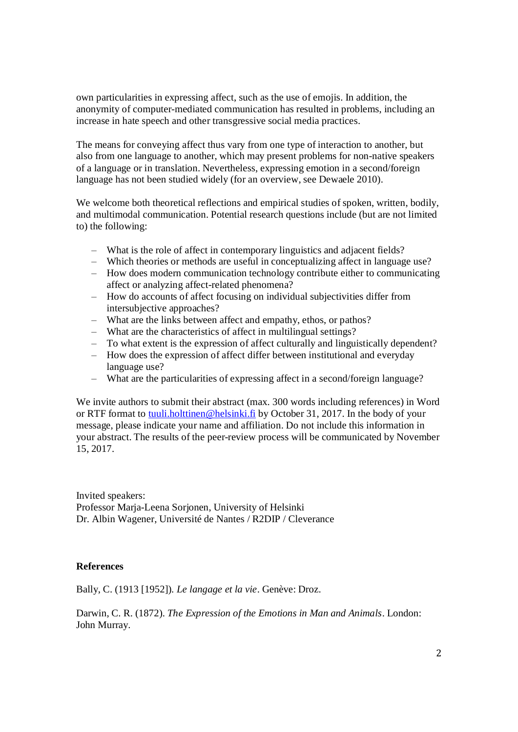own particularities in expressing affect, such as the use of emojis. In addition, the anonymity of computer-mediated communication has resulted in problems, including an increase in hate speech and other transgressive social media practices.

The means for conveying affect thus vary from one type of interaction to another, but also from one language to another, which may present problems for non-native speakers of a language or in translation. Nevertheless, expressing emotion in a second/foreign language has not been studied widely (for an overview, see Dewaele 2010).

We welcome both theoretical reflections and empirical studies of spoken, written, bodily, and multimodal communication. Potential research questions include (but are not limited to) the following:

- What is the role of affect in contemporary linguistics and adjacent fields?
- Which theories or methods are useful in conceptualizing affect in language use?
- How does modern communication technology contribute either to communicating affect or analyzing affect-related phenomena?
- How do accounts of affect focusing on individual subjectivities differ from intersubjective approaches?
- What are the links between affect and empathy, ethos, or pathos?
- What are the characteristics of affect in multilingual settings?
- To what extent is the expression of affect culturally and linguistically dependent?
- How does the expression of affect differ between institutional and everyday language use?
- What are the particularities of expressing affect in a second/foreign language?

We invite authors to submit their abstract (max. 300 words including references) in Word or RTF format to [tuuli.holttinen@helsinki.fi](mailto:tuuli.holttinen@helsinki.fi) by October 31, 2017. In the body of your message, please indicate your name and affiliation. Do not include this information in your abstract. The results of the peer-review process will be communicated by November 15, 2017.

Invited speakers:
Professor Marja-Leena Sorjonen, University of Helsinki
Dr. Albin Wagener, Université de Nantes / R2DIP / Cleverance

**References**

Bally, C. (1913 [1952]). *Le langage et la vie*. Genève: Droz.

Darwin, C. R. (1872). *The Expression of the Emotions in Man and Animals*. London: John Murray.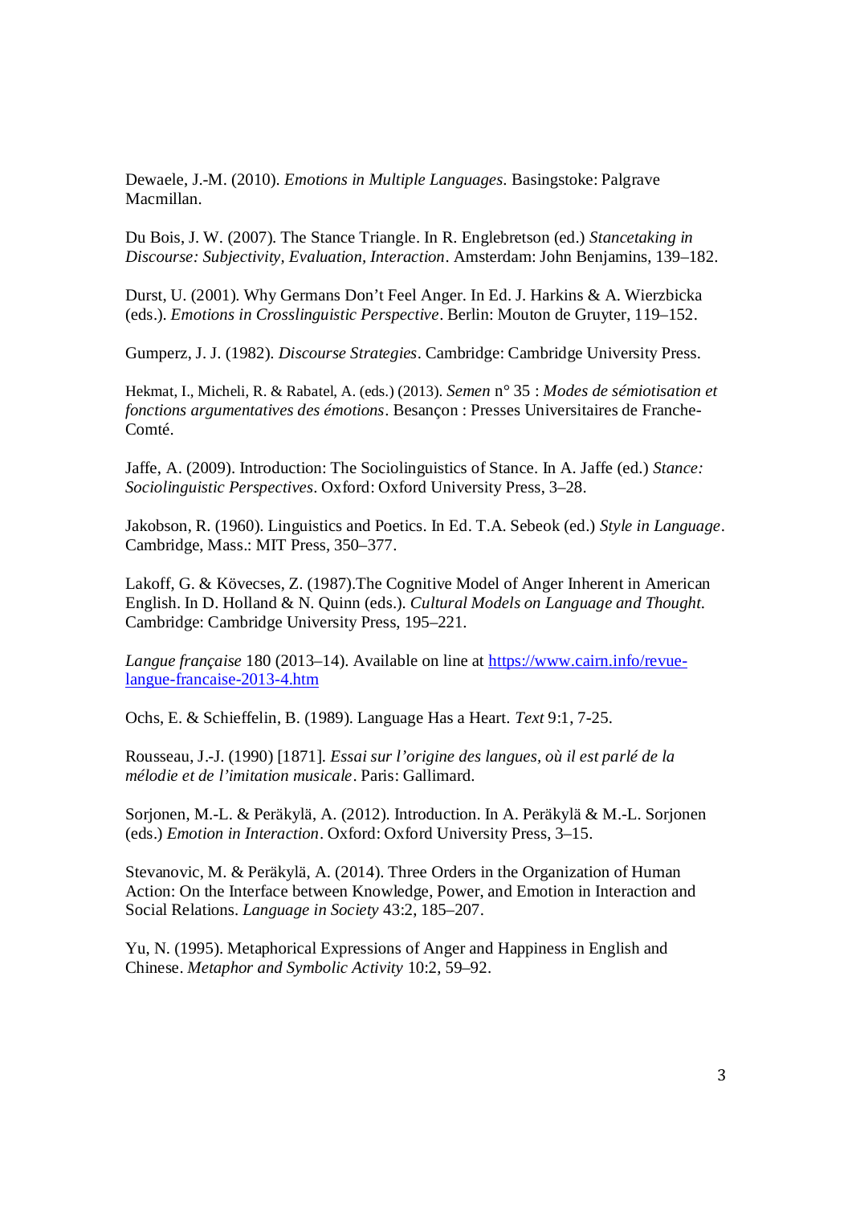Dewaele, J.-M. (2010). *Emotions in Multiple Languages*. Basingstoke: Palgrave Macmillan.

Du Bois, J. W. (2007). The Stance Triangle. In R. Englebretson (ed.) *Stancetaking in Discourse: Subjectivity, Evaluation, Interaction*. Amsterdam: John Benjamins, 139–182.

Durst, U. (2001). Why Germans Don't Feel Anger. In Ed. J. Harkins & A. Wierzbicka (eds.). *Emotions in Crosslinguistic Perspective*. Berlin: Mouton de Gruyter, 119–152.

Gumperz, J. J. (1982). *Discourse Strategies*. Cambridge: Cambridge University Press.

Hekmat, I., Micheli, R. & Rabatel, A. (eds.) (2013). *Semen* n° 35 : *Modes de sémiotisation et fonctions argumentatives des émotions*. Besançon : Presses Universitaires de Franche-Comté.

Jaffe, A. (2009). Introduction: The Sociolinguistics of Stance. In A. Jaffe (ed.) *Stance: Sociolinguistic Perspectives*. Oxford: Oxford University Press, 3–28.

Jakobson, R. (1960). Linguistics and Poetics. In Ed. T.A. Sebeok (ed.) *Style in Language*. Cambridge, Mass.: MIT Press, 350–377.

Lakoff, G. & Kövecses, Z. (1987).The Cognitive Model of Anger Inherent in American English. In D. Holland & N. Quinn (eds.). *Cultural Models on Language and Thought.* Cambridge: Cambridge University Press, 195–221.

*Langue française* 180 (2013–14). Available on line at [https://www.cairn.info/revue-langue-francaise-2013-4.htm](https://www.cairn.info/revue-langue-francaise-2013-4.htm)

Ochs, E. & Schieffelin, B. (1989). Language Has a Heart. *Text* 9:1, 7-25.

Rousseau, J.-J. (1990) [1871]. *Essai sur l'origine des langues, où il est parlé de la mélodie et de l'imitation musicale*. Paris: Gallimard.

Sorjonen, M.-L. & Peräkylä, A. (2012). Introduction. In A. Peräkylä & M.-L. Sorjonen (eds.) *Emotion in Interaction*. Oxford: Oxford University Press, 3–15.

Stevanovic, M. & Peräkylä, A. (2014). Three Orders in the Organization of Human Action: On the Interface between Knowledge, Power, and Emotion in Interaction and Social Relations. *Language in Society* 43:2, 185–207.

Yu, N. (1995). Metaphorical Expressions of Anger and Happiness in English and Chinese. *Metaphor and Symbolic Activity* 10:2, 59–92.